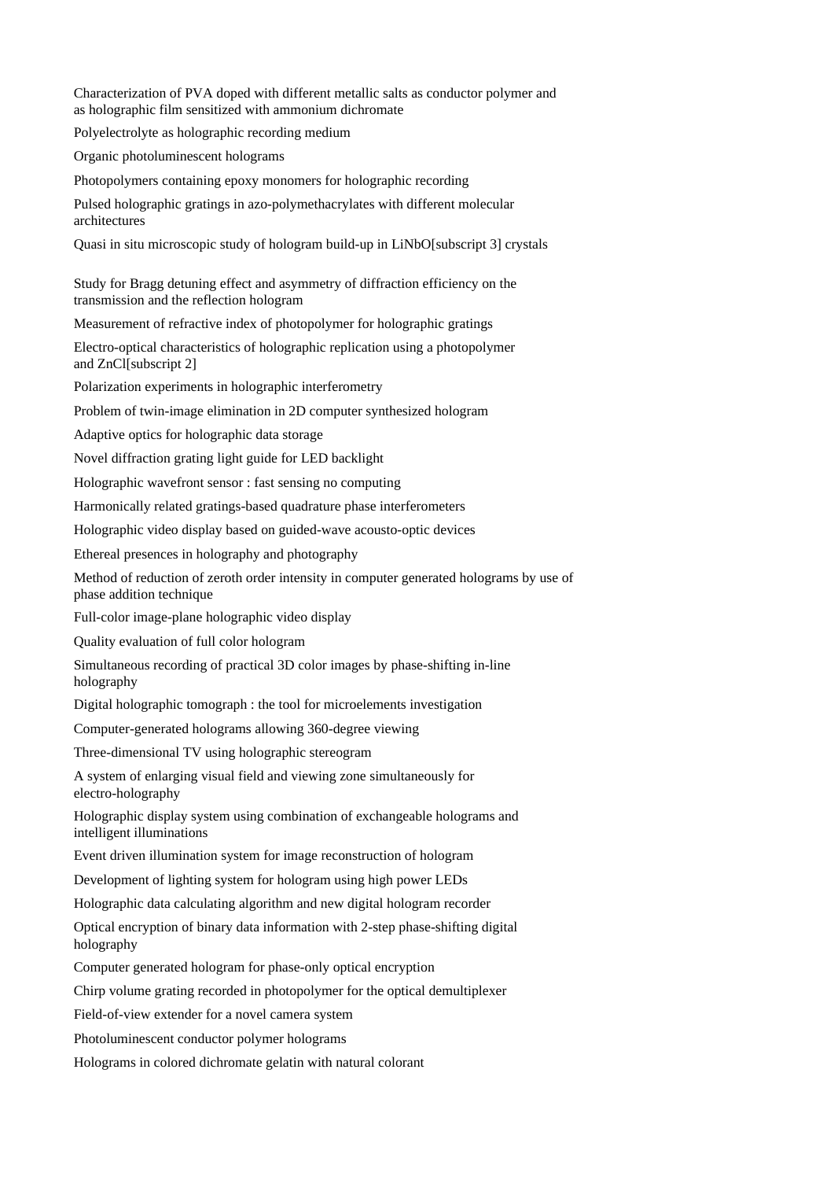Characterization of PVA doped with different metallic salts as conductor polymer and as holographic film sensitized with ammonium dichromate

Polyelectrolyte as holographic recording medium

Organic photoluminescent holograms

Photopolymers containing epoxy monomers for holographic recording

Pulsed holographic gratings in azo-polymethacrylates with different molecular architectures

Quasi in situ microscopic study of hologram build-up in $LiNbO_3$ crystals

Study for Bragg detuning effect and asymmetry of diffraction efficiency on the transmission and the reflection hologram

Measurement of refractive index of photopolymer for holographic gratings

Electro-optical characteristics of holographic replication using a photopolymer and $ZnCl_2$

Polarization experiments in holographic interferometry

Problem of twin-image elimination in 2D computer synthesized hologram

Adaptive optics for holographic data storage

Novel diffraction grating light guide for LED backlight

Holographic wavefront sensor : fast sensing no computing

Harmonically related gratings-based quadrature phase interferometers

Holographic video display based on guided-wave acousto-optic devices

Ethereal presences in holography and photography

Method of reduction of zeroth order intensity in computer generated holograms by use of phase addition technique

Full-color image-plane holographic video display

Quality evaluation of full color hologram

Simultaneous recording of practical 3D color images by phase-shifting in-line holography

Digital holographic tomograph : the tool for microelements investigation

Computer-generated holograms allowing 360-degree viewing

Three-dimensional TV using holographic stereogram

A system of enlarging visual field and viewing zone simultaneously for electro-holography

Holographic display system using combination of exchangeable holograms and intelligent illuminations

Event driven illumination system for image reconstruction of hologram

Development of lighting system for hologram using high power LEDs

Holographic data calculating algorithm and new digital hologram recorder

Optical encryption of binary data information with 2-step phase-shifting digital holography

Computer generated hologram for phase-only optical encryption

Chirp volume grating recorded in photopolymer for the optical demultiplexer

Field-of-view extender for a novel camera system

Photoluminescent conductor polymer holograms

Holograms in colored dichromate gelatin with natural colorant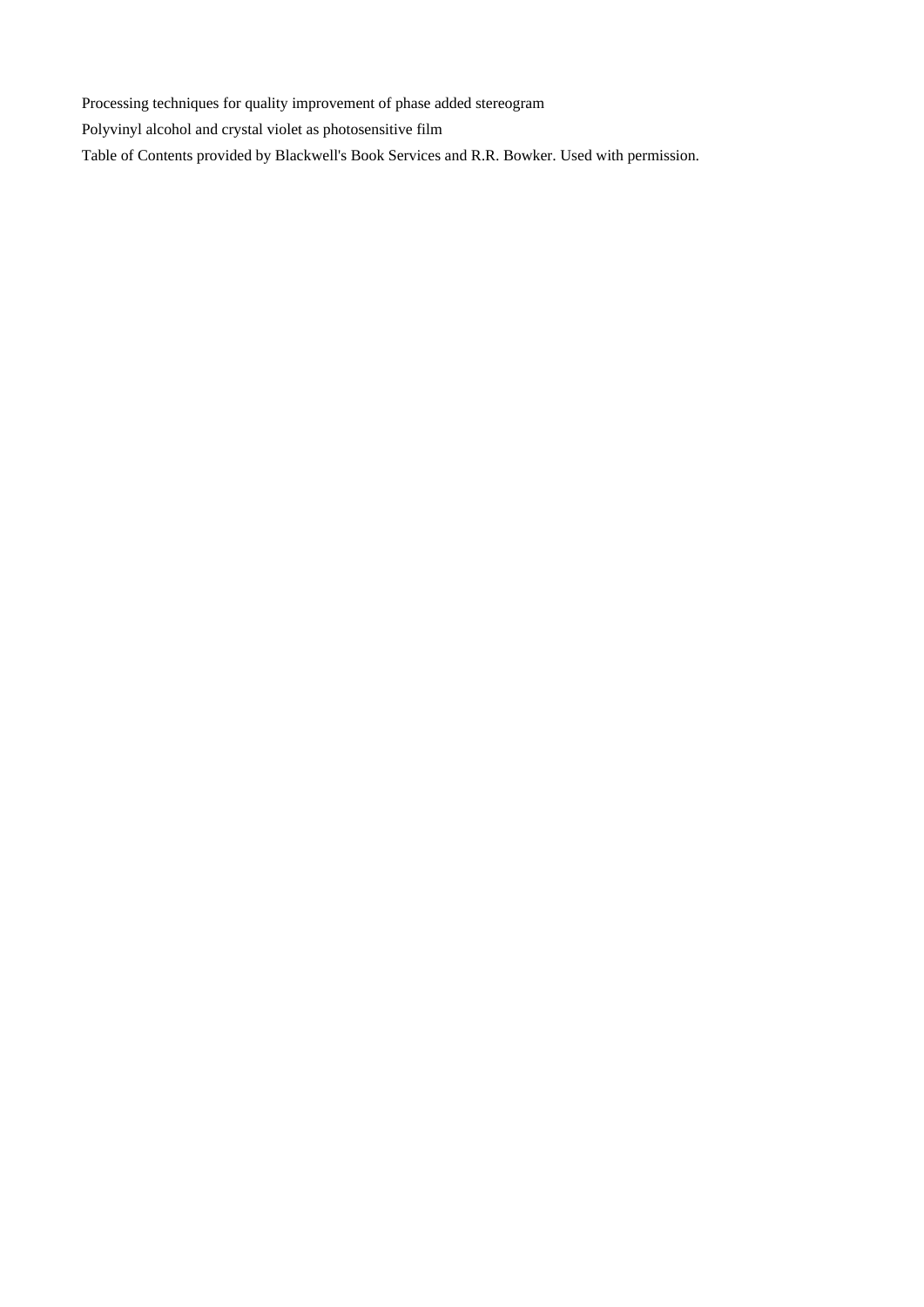Processing techniques for quality improvement of phase added stereogram

Polyvinyl alcohol and crystal violet as photosensitive film

Table of Contents provided by Blackwell's Book Services and R.R. Bowker. Used with permission.